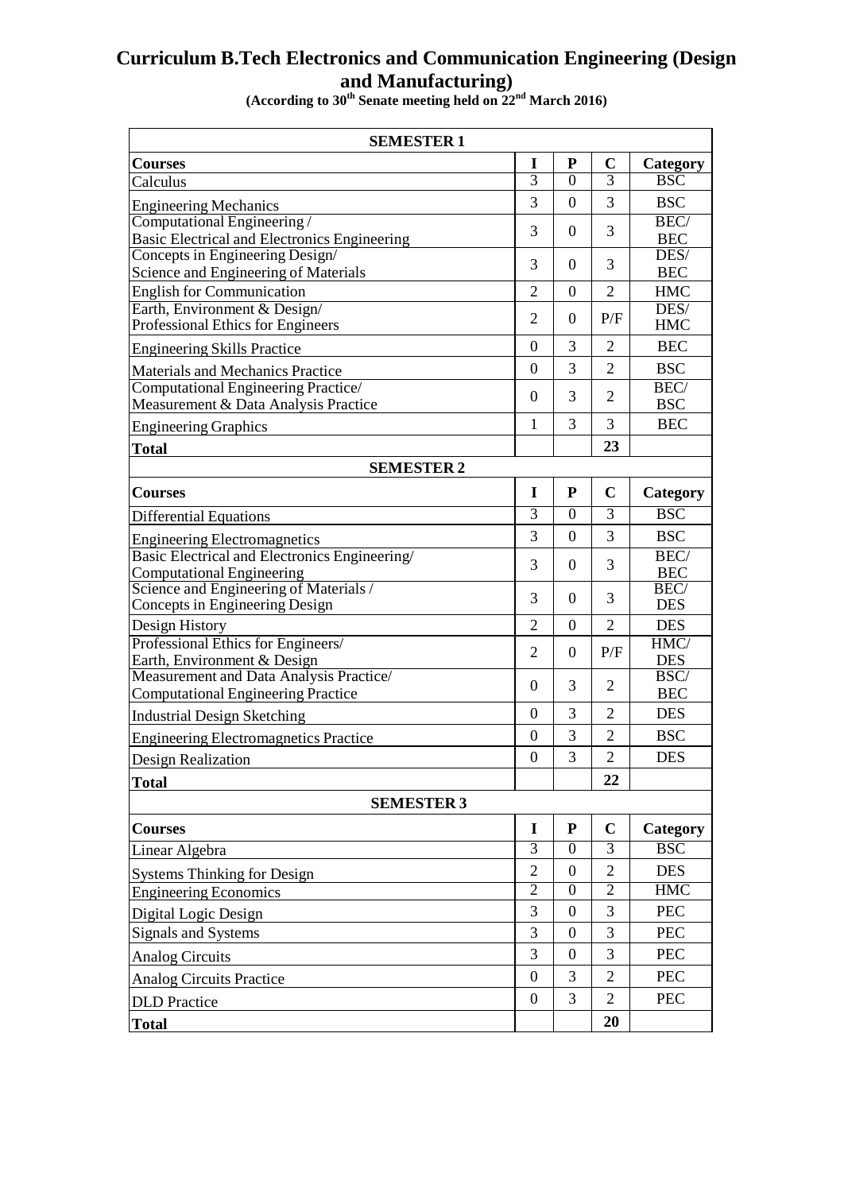# Curriculum B.Tech Electronics and Communication Engineering (Design and Manufacturing)

**(According to 30th Senate meeting held on 22nd March 2016)**

| **SEMESTER 1** | | | | |
|---|---|---|---|---|
| **Courses** | **I** | **P** | **C** | **Category** |
| Calculus | 3 | 0 | 3 | BSC |
| Engineering Mechanics | 3 | 0 | 3 | BSC |
| Computational Engineering / Basic Electrical and Electronics Engineering | 3 | 0 | 3 | BEC/ BEC |
| Concepts in Engineering Design/ Science and Engineering of Materials | 3 | 0 | 3 | DES/ BEC |
| English for Communication | 2 | 0 | 2 | HMC |
| Earth, Environment & Design/ Professional Ethics for Engineers | 2 | 0 | P/F | DES/ HMC |
| Engineering Skills Practice | 0 | 3 | 2 | BEC |
| Materials and Mechanics Practice | 0 | 3 | 2 | BSC |
| Computational Engineering Practice/ Measurement & Data Analysis Practice | 0 | 3 | 2 | BEC/ BSC |
| Engineering Graphics | 1 | 3 | 3 | BEC |
| **Total** | | | **23** | |
| **SEMESTER 2** | | | | |
| **Courses** | **I** | **P** | **C** | **Category** |
| Differential Equations | 3 | 0 | 3 | BSC |
| Engineering Electromagnetics | 3 | 0 | 3 | BSC |
| Basic Electrical and Electronics Engineering/ Computational Engineering | 3 | 0 | 3 | BEC/ BEC |
| Science and Engineering of Materials / Concepts in Engineering Design | 3 | 0 | 3 | BEC/ DES |
| Design History | 2 | 0 | 2 | DES |
| Professional Ethics for Engineers/ Earth, Environment & Design | 2 | 0 | P/F | HMC/ DES |
| Measurement and Data Analysis Practice/ Computational Engineering Practice | 0 | 3 | 2 | BSC/ BEC |
| Industrial Design Sketching | 0 | 3 | 2 | DES |
| Engineering Electromagnetics Practice | 0 | 3 | 2 | BSC |
| Design Realization | 0 | 3 | 2 | DES |
| **Total** | | | **22** | |
| **SEMESTER 3** | | | | |
| **Courses** | **I** | **P** | **C** | **Category** |
| Linear Algebra | 3 | 0 | 3 | BSC |
| Systems Thinking for Design | 2 | 0 | 2 | DES |
| Engineering Economics | 2 | 0 | 2 | HMC |
| Digital Logic Design | 3 | 0 | 3 | PEC |
| Signals and Systems | 3 | 0 | 3 | PEC |
| Analog Circuits | 3 | 0 | 3 | PEC |
| Analog Circuits Practice | 0 | 3 | 2 | PEC |
| DLD Practice | 0 | 3 | 2 | PEC |
| **Total** | | | **20** | |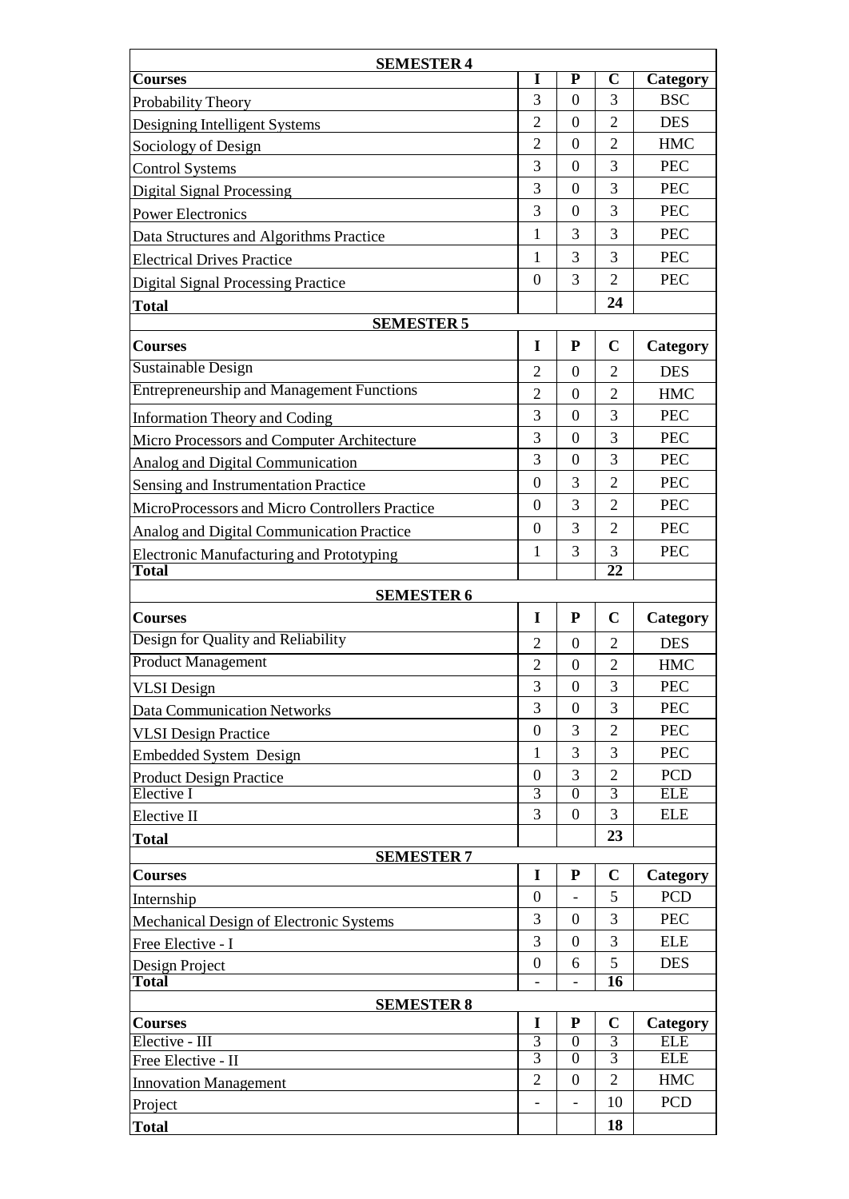| SEMESTER 4 | | | | |
|---|---|---|---|---|
| **Courses** | **I** | **P** | **C** | **Category** |
| Probability Theory | 3 | 0 | 3 | BSC |
| Designing Intelligent Systems | 2 | 0 | 2 | DES |
| Sociology of Design | 2 | 0 | 2 | HMC |
| Control Systems | 3 | 0 | 3 | PEC |
| Digital Signal Processing | 3 | 0 | 3 | PEC |
| Power Electronics | 3 | 0 | 3 | PEC |
| Data Structures and Algorithms Practice | 1 | 3 | 3 | PEC |
| Electrical Drives Practice | 1 | 3 | 3 | PEC |
| Digital Signal Processing Practice | 0 | 3 | 2 | PEC |
| **Total** | | | **24** | |

| SEMESTER 5 | | | | |
|---|---|---|---|---|
| **Courses** | **I** | **P** | **C** | **Category** |
| Sustainable Design | 2 | 0 | 2 | DES |
| Entrepreneurship and Management Functions | 2 | 0 | 2 | HMC |
| Information Theory and Coding | 3 | 0 | 3 | PEC |
| Micro Processors and Computer Architecture | 3 | 0 | 3 | PEC |
| Analog and Digital Communication | 3 | 0 | 3 | PEC |
| Sensing and Instrumentation Practice | 0 | 3 | 2 | PEC |
| MicroProcessors and Micro Controllers Practice | 0 | 3 | 2 | PEC |
| Analog and Digital Communication Practice | 0 | 3 | 2 | PEC |
| Electronic Manufacturing and Prototyping | 1 | 3 | 3 | PEC |
| **Total** | | | **22** | |

| SEMESTER 6 | | | | |
|---|---|---|---|---|
| **Courses** | **I** | **P** | **C** | **Category** |
| Design for Quality and Reliability | 2 | 0 | 2 | DES |
| Product Management | 2 | 0 | 2 | HMC |
| VLSI Design | 3 | 0 | 3 | PEC |
| Data Communication Networks | 3 | 0 | 3 | PEC |
| VLSI Design Practice | 0 | 3 | 2 | PEC |
| Embedded System Design | 1 | 3 | 3 | PEC |
| Product Design Practice | 0 | 3 | 2 | PCD |
| Elective I | 3 | 0 | 3 | ELE |
| Elective II | 3 | 0 | 3 | ELE |
| **Total** | | | **23** | |

| SEMESTER 7 | | | | |
|---|---|---|---|---|
| **Courses** | **I** | **P** | **C** | **Category** |
| Internship | 0 | - | 5 | PCD |
| Mechanical Design of Electronic Systems | 3 | 0 | 3 | PEC |
| Free Elective - I | 3 | 0 | 3 | ELE |
| Design Project | 0 | 6 | 5 | DES |
| **Total** | - | - | **16** | |

| SEMESTER 8 | | | | |
|---|---|---|---|---|
| **Courses** | **I** | **P** | **C** | **Category** |
| Elective - III | 3 | 0 | 3 | ELE |
| Free Elective - II | 3 | 0 | 3 | ELE |
| Innovation Management | 2 | 0 | 2 | HMC |
| Project | - | - | 10 | PCD |
| **Total** | | | **18** | |